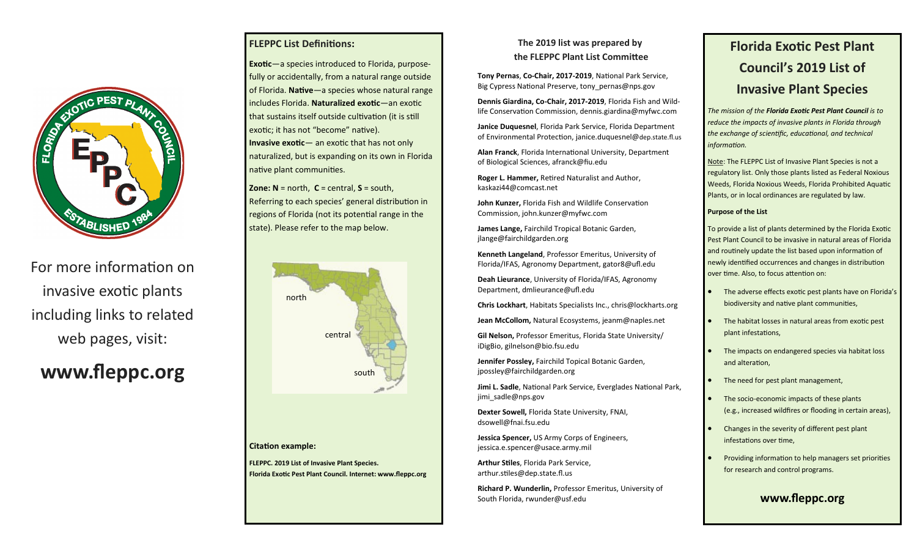For more information on invasive exotic plants including links to related web pages, visit:

**www.fleppc.org**

## FLEPPC List Definitions:

**Exotic**—a species introduced to Florida, purposefully or accidentally, from a natural range outside of Florida. **Native**—a species whose natural range includes Florida. **Naturalized exotic**—an exotic that sustains itself outside cultivation (it is still exotic; it has not "become" native). **Invasive exotic**— an exotic that has not only naturalized, but is expanding on its own in Florida native plant communities.

**Zone: N** = north, **C** = central, **S** = south, Referring to each species' general distribution in regions of Florida (not its potential range in the state). Please refer to the map below.

north

central

south

**Citation example:**

**FLEPPC. 2019 List of Invasive Plant Species. Florida Exotic Pest Plant Council. Internet: www.fleppc.org**

## The 2019 list was prepared by the FLEPPC Plant List Committee

**Tony Pernas**, **Co-Chair, 2017-2019**, National Park Service, Big Cypress National Preserve, tony_pernas@nps.gov

**Dennis Giardina, Co-Chair, 2017-2019**, Florida Fish and Wildlife Conservation Commission, dennis.giardina@myfwc.com

**Janice Duquesnel**, Florida Park Service, Florida Department of Environmental Protection, janice.duquesnel@dep.state.fl.us

**Alan Franck**, Florida International University, Department of Biological Sciences, afranck@fiu.edu

**Roger L. Hammer,** Retired Naturalist and Author, kaskazi44@comcast.net

**John Kunzer,** Florida Fish and Wildlife Conservation Commission, john.kunzer@myfwc.com

**James Lange,** Fairchild Tropical Botanic Garden, jlange@fairchildgarden.org

**Kenneth Langeland**, Professor Emeritus, University of Florida/IFAS, Agronomy Department, gator8@ufl.edu

**Deah Lieurance**, University of Florida/IFAS, Agronomy Department, dmlieurance@ufl.edu

**Chris Lockhart**, Habitats Specialists Inc., chris@lockharts.org

**Jean McCollom,** Natural Ecosystems, jeanm@naples.net

**Gil Nelson,** Professor Emeritus, Florida State University/iDigBio, gilnelson@bio.fsu.edu

**Jennifer Possley,** Fairchild Topical Botanic Garden, jpossley@fairchildgarden.org

**Jimi L. Sadle**, National Park Service, Everglades National Park, jimi_sadle@nps.gov

**Dexter Sowell,** Florida State University, FNAI, dsowell@fnai.fsu.edu

**Jessica Spencer,** US Army Corps of Engineers, jessica.e.spencer@usace.army.mil

**Arthur Stiles**, Florida Park Service, arthur.stiles@dep.state.fl.us

**Richard P. Wunderlin,** Professor Emeritus, University of South Florida, rwunder@usf.edu

# Florida Exotic Pest Plant Council's 2019 List of Invasive Plant Species

*The mission of the **Florida Exotic Pest Plant Council** is to reduce the impacts of invasive plants in Florida through the exchange of scientific, educational, and technical information.*

Note: The FLEPPC List of Invasive Plant Species is not a regulatory list. Only those plants listed as Federal Noxious Weeds, Florida Noxious Weeds, Florida Prohibited Aquatic Plants, or in local ordinances are regulated by law.

**Purpose of the List**

To provide a list of plants determined by the Florida Exotic Pest Plant Council to be invasive in natural areas of Florida and routinely update the list based upon information of newly identified occurrences and changes in distribution over time. Also, to focus attention on:

- The adverse effects exotic pest plants have on Florida's biodiversity and native plant communities,
- The habitat losses in natural areas from exotic pest plant infestations,
- The impacts on endangered species via habitat loss and alteration,
- The need for pest plant management,
- The socio-economic impacts of these plants (e.g., increased wildfires or flooding in certain areas),
- Changes in the severity of different pest plant infestations over time,
- Providing information to help managers set priorities for research and control programs.

**www.fleppc.org**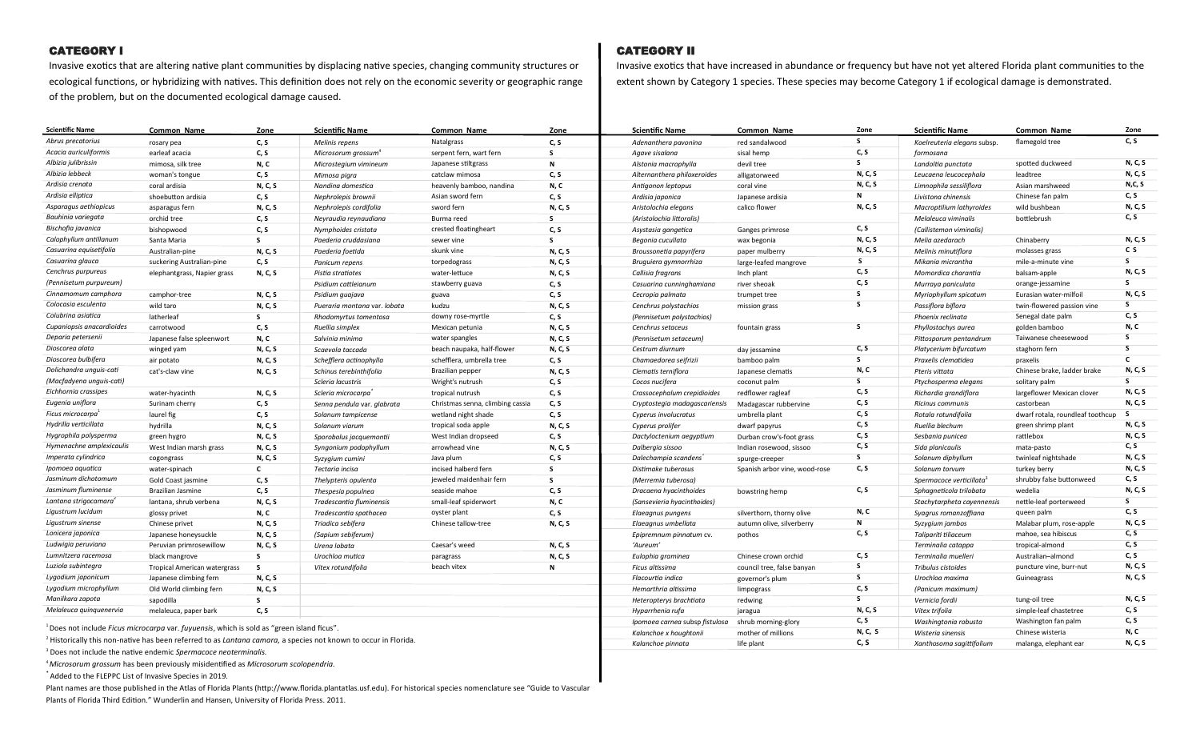## CATEGORY I

Invasive exotics that are altering native plant communities by displacing native species, changing community structures or ecological functions, or hybridizing with natives. This definition does not rely on the economic severity or geographic range of the problem, but on the documented ecological damage caused.

| Scientific Name | Common Name | Zone |
|---|---|---|
| *Abrus precatorius* | rosary pea | C, S |
| *Acacia auriculiformis* | earleaf acacia | C, S |
| *Albizia julibrissin* | mimosa, silk tree | N, C |
| *Albizia lebbeck* | woman's tongue | C, S |
| *Ardisia crenata* | coral ardisia | N, C, S |
| *Ardisia elliptica* | shoebutton ardisia | C, S |
| *Asparagus aethiopicus* | asparagus fern | N, C, S |
| *Bauhinia variegata* | orchid tree | C, S |
| *Bischofia javanica* | bishopwood | C, S |
| *Calophyllum antillanum* | Santa Maria | S |
| *Casuarina equisetifolia* | Australian-pine | N, C, S |
| *Casuarina glauca* | suckering Australian-pine | C, S |
| *Cenchrus purpureus* (*Pennisetum purpureum*) | elephantgrass, Napier grass | N, C, S |
| *Cinnamomum camphora* | camphor-tree | N, C, S |
| *Colocasia esculenta* | wild taro | N, C, S |
| *Colubrina asiatica* | latherleaf | S |
| *Cupaniopsis anacardioides* | carrotwood | C, S |
| *Deparia petersenii* | Japanese false spleenwort | N, C |
| *Dioscorea alata* | winged yam | N, C, S |
| *Dioscorea bulbifera* | air potato | N, C, S |
| *Dolichandra unguis-cati* (*Macfadyena unguis-cati*) | cat's-claw vine | N, C, S |
| *Eichhornia crassipes* | water-hyacinth | N, C, S |
| *Eugenia uniflora* | Surinam cherry | C, S |
| *Ficus microcarpa*[1] | laurel fig | C, S |
| *Hydrilla verticillata* | hydrilla | N, C, S |
| *Hygrophila polysperma* | green hygro | N, C, S |
| *Hymenachne amplexicaulis* | West Indian marsh grass | N, C, S |
| *Imperata cylindrica* | cogongrass | N, C, S |
| *Ipomoea aquatica* | water-spinach | C |
| *Jasminum dichotomum* | Gold Coast jasmine | C, S |
| *Jasminum fluminense* | Brazilian Jasmine | C, S |
| *Lantana strigocamara*[2] | lantana, shrub verbena | N, C, S |
| *Ligustrum lucidum* | glossy privet | N, C |
| *Ligustrum sinense* | Chinese privet | N, C, S |
| *Lonicera japonica* | Japanese honeysuckle | N, C, S |
| *Ludwigia peruviana* | Peruvian primrosewillow | N, C, S |
| *Lumnitzera racemosa* | black mangrove | S |
| *Luziola subintegra* | Tropical American watergrass | S |
| *Lygodium japonicum* | Japanese climbing fern | N, C, S |
| *Lygodium microphyllum* | Old World climbing fern | N, C, S |
| *Manilkara zapota* | sapodilla | S |
| *Melaleuca quinquenervia* | melaleuca, paper bark | C, S |
| *Melinis repens* | Natalgrass | C, S |
| *Microsorum grossum*[4] | serpent fern, wart fern | S |
| *Microstegium vimineum* | Japanese stiltgrass | N |
| *Mimosa pigra* | catclaw mimosa | C, S |
| *Nandina domestica* | heavenly bamboo, nandina | N, C |
| *Nephrolepis brownii* | Asian sword fern | C, S |
| *Nephrolepis cordifolia* | sword fern | N, C, S |
| *Neyraudia reynaudiana* | Burma reed | S |
| *Nymphoides cristata* | crested floatingheart | C, S |
| *Paederia cruddasiana* | sewer vine | S |
| *Paederia foetida* | skunk vine | N, C, S |
| *Panicum repens* | torpedograss | N, C, S |
| *Pistia stratiotes* | water-lettuce | N, C, S |
| *Psidium cattleianum* | stawberry guava | C, S |
| *Psidium guajava* | guava | C, S |
| *Pueraria montana var. lobata* | kudzu | N, C, S |
| *Rhodomyrtus tomentosa* | downy rose-myrtle | C, S |
| *Ruellia simplex* | Mexican petunia | N, C, S |
| *Salvinia minima* | water spangles | N, C, S |
| *Scaevola taccada* | beach naupaka, half-flower | N, C, S |
| *Schefflera actinophylla* | schefflera, umbrella tree | C, S |
| *Schinus terebinthifolia* | Brazilian pepper | N, C, S |
| *Scleria lacustris* | Wright's nutrush | C, S |
| *Scleria microcarpa** | tropical nutrush | C, S |
| *Senna pendula var. glabrata* | Christmas senna, climbing cassia | C, S |
| *Solanum tampicense* | wetland night shade | C, S |
| *Solanum viarum* | tropical soda apple | N, C, S |
| *Sporobolus jacquemontii* | West Indian dropseed | C, S |
| *Syngonium podophyllum* | arrowhead vine | N, C, S |
| *Syzygium cumini* | Java plum | C, S |
| *Tectaria incisa* | incised halberd fern | S |
| *Thelypteris opulenta* | jeweled maidenhair fern | S |
| *Thespesia populnea* | seaside mahoe | C, S |
| *Tradescantia fluminensis* | small-leaf spiderwort | N, C |
| *Tradescantia spathacea* | oyster plant | C, S |
| *Triadica sebifera* (*Sapium sebiferum*) | Chinese tallow-tree | N, C, S |
| *Urena lobata* | Caesar's weed | N, C, S |
| *Urochloa mutica* | paragrass | N, C, S |
| *Vitex rotundifolia* | beach vitex | N |

[1] Does not include *Ficus microcarpa* var. *fuyuensis*, which is sold as "green island ficus".

[2] Historically this non-native has been referred to as *Lantana camara*, a species not known to occur in Florida.

[3] Does not include the native endemic *Spermacoce neoterminalis*.

[4] *Microsorum grossum* has been previously misidentified as *Microsorum scolopendria*.

\* Added to the FLEPPC List of Invasive Species in 2019.

Plant names are those published in the Atlas of Florida Plants (http://www.florida.plantatlas.usf.edu). For historical species nomenclature see "Guide to Vascular Plants of Florida Third Edition." Wunderlin and Hansen, University of Florida Press. 2011.

## CATEGORY II

Invasive exotics that have increased in abundance or frequency but have not yet altered Florida plant communities to the extent shown by Category 1 species. These species may become Category 1 if ecological damage is demonstrated.

| Scientific Name | Common Name | Zone |
|---|---|---|
| *Adenanthera pavonina* | red sandalwood | S |
| *Agave sisalana* | sisal hemp | C, S |
| *Alstonia macrophylla* | devil tree | S |
| *Alternanthera philoxeroides* | alligatorweed | N, C, S |
| *Antigonon leptopus* | coral vine | N, C, S |
| *Ardisia japonica* | Japanese ardisia | N |
| *Aristolochia elegans* (*Aristolochia littoralis*) | calico flower | N, C, S |
| *Asystasia gangetica* | Ganges primrose | C, S |
| *Begonia cucullata* | wax begonia | N, C, S |
| *Broussonetia papyrifera* | paper mulberry | N, C, S |
| *Bruguiera gymnorrhiza* | large-leafed mangrove | S |
| *Callisia fragrans* | Inch plant | C, S |
| *Casuarina cunninghamiana* | river sheoak | C, S |
| *Cecropia palmata* | trumpet tree | S |
| *Cenchrus polystachios* (*Pennisetum polystachios*) | mission grass | S |
| *Cenchrus setaceus* (*Pennisetum setaceum*) | fountain grass | S |
| *Cestrum diurnum* | day jessamine | C, S |
| *Chamaedorea seifrizii* | bamboo palm | S |
| *Clematis terniflora* | Japanese clematis | N, C |
| *Cocos nucifera* | coconut palm | S |
| *Crassocephalum crepidioides* | redflower ragleaf | C, S |
| *Cryptostegia madagascariensis* | Madagascar rubbervine | C, S |
| *Cyperus involucratus* | umbrella plant | C, S |
| *Cyperus prolifer* | dwarf papyrus | C, S |
| *Dactyloctenium aegyptium* | Durban crow's-foot grass | C, S |
| *Dalbergia sissoo* | Indian rosewood, sissoo | C, S |
| *Dalechampia scandens** | spurge-creeper | S |
| *Distimake tuberosus* (*Merremia tuberosa*) | Spanish arbor vine, wood-rose | C, S |
| *Dracaena hyacinthoides* (*Sansevieria hyacinthoides*) | bowstring hemp | C, S |
| *Elaeagnus pungens* | silverthorn, thorny olive | N, C |
| *Elaeagnus umbellata* | autumn olive, silverberry | N |
| *Epipremnum pinnatum* cv. 'Aureum' | pothos | C, S |
| *Eulophia graminea* | Chinese crown orchid | C, S |
| *Ficus altissima* | council tree, false banyan | S |
| *Flacourtia indica* | governor's plum | S |
| *Hemarthria altissima* | limpograss | C, S |
| *Heteropterys brachiata* | redwing | S |
| *Hyparrhenia rufa* | jaragua | N, C, S |
| *Ipomoea carnea subsp fistulosa* | shrub morning-glory | C, S |
| *Kalanchoe x houghtonii* | mother of millions | N, C, S |
| *Kalanchoe pinnata* | life plant | C, S |
| *Koelreuteria elegans* subsp. *formosana* | flamegold tree | C, S |
| *Landoltia punctata* | spotted duckweed | N, C, S |
| *Leucaena leucocephala* | leadtree | N, C, S |
| *Limnophila sessiliflora* | Asian marshweed | N,C, S |
| *Livistona chinensis* | Chinese fan palm | C, S |
| *Macroptilium lathyroides* | wild bushbean | N, C, S |
| *Melaleuca viminalis* (*Callistemon viminalis*) | bottlebrush | C, S |
| *Melia azedarach* | Chinaberry | N, C, S |
| *Melinis minutiflora* | molasses grass | C S |
| *Mikania micrantha* | mile-a-minute vine | S |
| *Momordica charantia* | balsam-apple | N, C, S |
| *Murraya paniculata* | orange-jessamine | S |
| *Myriophyllum spicatum* | Eurasian water-milfoil | N, C, S |
| *Passiflora biflora* | twin-flowered passion vine | S |
| *Phoenix reclinata* | Senegal date palm | C, S |
| *Phyllostachys aurea* | golden bamboo | N, C |
| *Pittosporum pentandrum* | Taiwanese cheesewood | S |
| *Platycerium bifurcatum* | staghorn fern | S |
| *Praxelis clematidea* | praxelis | C |
| *Pteris vittata* | Chinese brake, ladder brake | N, C, S |
| *Ptychosperma elegans* | solitary palm | S |
| *Richardia grandiflora* | largeflower Mexican clover | N, C, S |
| *Ricinus communis* | castorbean | N, C, S |
| *Rotala rotundifolia* | dwarf rotala, roundleaf toothcup | S |
| *Ruellia blechum* | green shrimp plant | N, C, S |
| *Sesbania punicea* | rattlebox | N, C, S |
| *Sida planicaulis* | mata-pasto | C, S |
| *Solanum diphyllum* | twinleaf nightshade | N, C, S |
| *Solanum torvum* | turkey berry | N, C, S |
| *Spermacoce verticillata*[3] | shrubby false buttonweed | C, S |
| *Sphagneticola trilobata* | wedelia | N, C, S |
| *Stachytarpheta cayennensis* | nettle-leaf porterweed | S |
| *Syagrus romanzoffiana* | queen palm | C, S |
| *Syzygium jambos* | Malabar plum, rose-apple | N, C, S |
| *Talipariti tiliaceum* | mahoe, sea hibiscus | C, S |
| *Terminalia catappa* | tropical-almond | C, S |
| *Terminalia muelleri* | Australian–almond | C, S |
| *Tribulus cistoides* | puncture vine, burr-nut | N, C, S |
| *Urochloa maxima* (*Panicum maximum*) | Guineagrass | N, C, S |
| *Vernicia fordii* | tung-oil tree | N, C, S |
| *Vitex trifolia* | simple-leaf chastetree | C, S |
| *Washingtonia robusta* | Washington fan palm | C, S |
| *Wisteria sinensis* | Chinese wisteria | N, C |
| *Xanthosoma sagittifolium* | malanga, elephant ear | N, C, S |